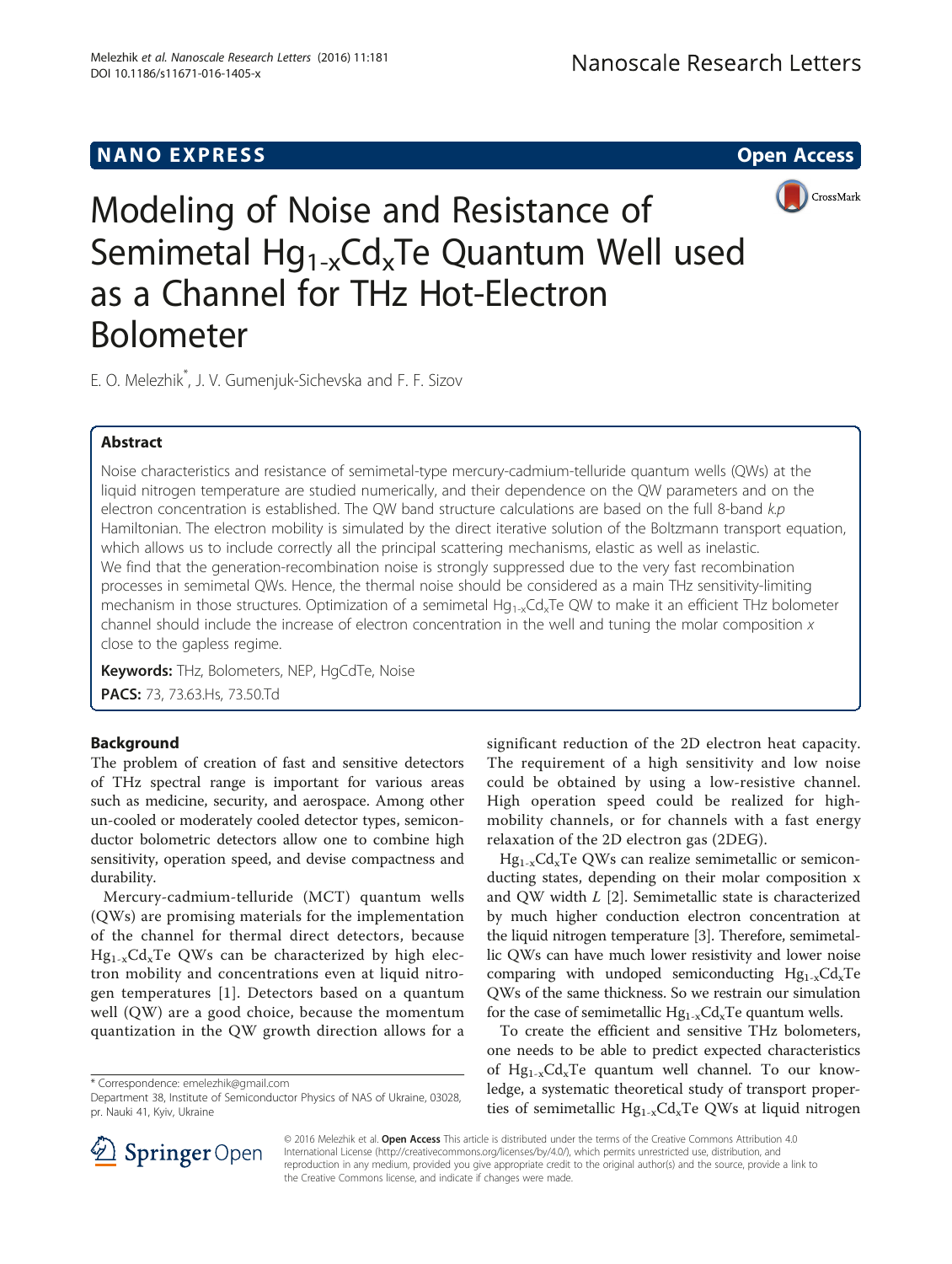NANO EXPRESS **Open Access**

# Modeling of Noise and Resistance of Semimetal $Hg_{1-x}Cd_xTe$ Quantum Well used as a Channel for THz Hot-Electron Bolometer

E. O. Melezhik*, J. V. Gumenjuk-Sichevska and F. F. Sizov

## Abstract

Noise characteristics and resistance of semimetal-type mercury-cadmium-telluride quantum wells (QWs) at the liquid nitrogen temperature are studied numerically, and their dependence on the QW parameters and on the electron concentration is established. The QW band structure calculations are based on the full 8-band *k.p* Hamiltonian. The electron mobility is simulated by the direct iterative solution of the Boltzmann transport equation, which allows us to include correctly all the principal scattering mechanisms, elastic as well as inelastic. We find that the generation-recombination noise is strongly suppressed due to the very fast recombination processes in semimetal QWs. Hence, the thermal noise should be considered as a main THz sensitivity-limiting mechanism in those structures. Optimization of a semimetal $Hg_{1-x}Cd_xTe$ QW to make it an efficient THz bolometer channel should include the increase of electron concentration in the well and tuning the molar composition $x$ close to the gapless regime.

**Keywords:** THz, Bolometers, NEP, HgCdTe, Noise

**PACS:** 73, 73.63.Hs, 73.50.Td

## Background

The problem of creation of fast and sensitive detectors of THz spectral range is important for various areas such as medicine, security, and aerospace. Among other un-cooled or moderately cooled detector types, semiconductor bolometric detectors allow one to combine high sensitivity, operation speed, and devise compactness and durability.

Mercury-cadmium-telluride (MCT) quantum wells (QWs) are promising materials for the implementation of the channel for thermal direct detectors, because $Hg_{1-x}Cd_xTe$ QWs can be characterized by high electron mobility and concentrations even at liquid nitrogen temperatures [1]. Detectors based on a quantum well (QW) are a good choice, because the momentum quantization in the QW growth direction allows for a significant reduction of the 2D electron heat capacity. The requirement of a high sensitivity and low noise could be obtained by using a low-resistive channel. High operation speed could be realized for high-mobility channels, or for channels with a fast energy relaxation of the 2D electron gas (2DEG).

$Hg_{1-x}Cd_xTe$ QWs can realize semimetallic or semiconducting states, depending on their molar composition x and QW width $L$ [2]. Semimetallic state is characterized by much higher conduction electron concentration at the liquid nitrogen temperature [3]. Therefore, semimetallic QWs can have much lower resistivity and lower noise comparing with undoped semiconducting $Hg_{1-x}Cd_xTe$ QWs of the same thickness. So we restrain our simulation for the case of semimetallic $Hg_{1-x}Cd_xTe$ quantum wells.

To create the efficient and sensitive THz bolometers, one needs to be able to predict expected characteristics of $Hg_{1-x}Cd_xTe$ quantum well channel. To our knowledge, a systematic theoretical study of transport properties of semimetallic $Hg_{1-x}Cd_xTe$ QWs at liquid nitrogen

\* Correspondence: emelezhik@gmail.com
Department 38, Institute of Semiconductor Physics of NAS of Ukraine, 03028, pr. Nauki 41, Kyiv, Ukraine

© 2016 Melezhik et al. **Open Access** This article is distributed under the terms of the Creative Commons Attribution 4.0 International License (http://creativecommons.org/licenses/by/4.0/), which permits unrestricted use, distribution, and reproduction in any medium, provided you give appropriate credit to the original author(s) and the source, provide a link to the Creative Commons license, and indicate if changes were made.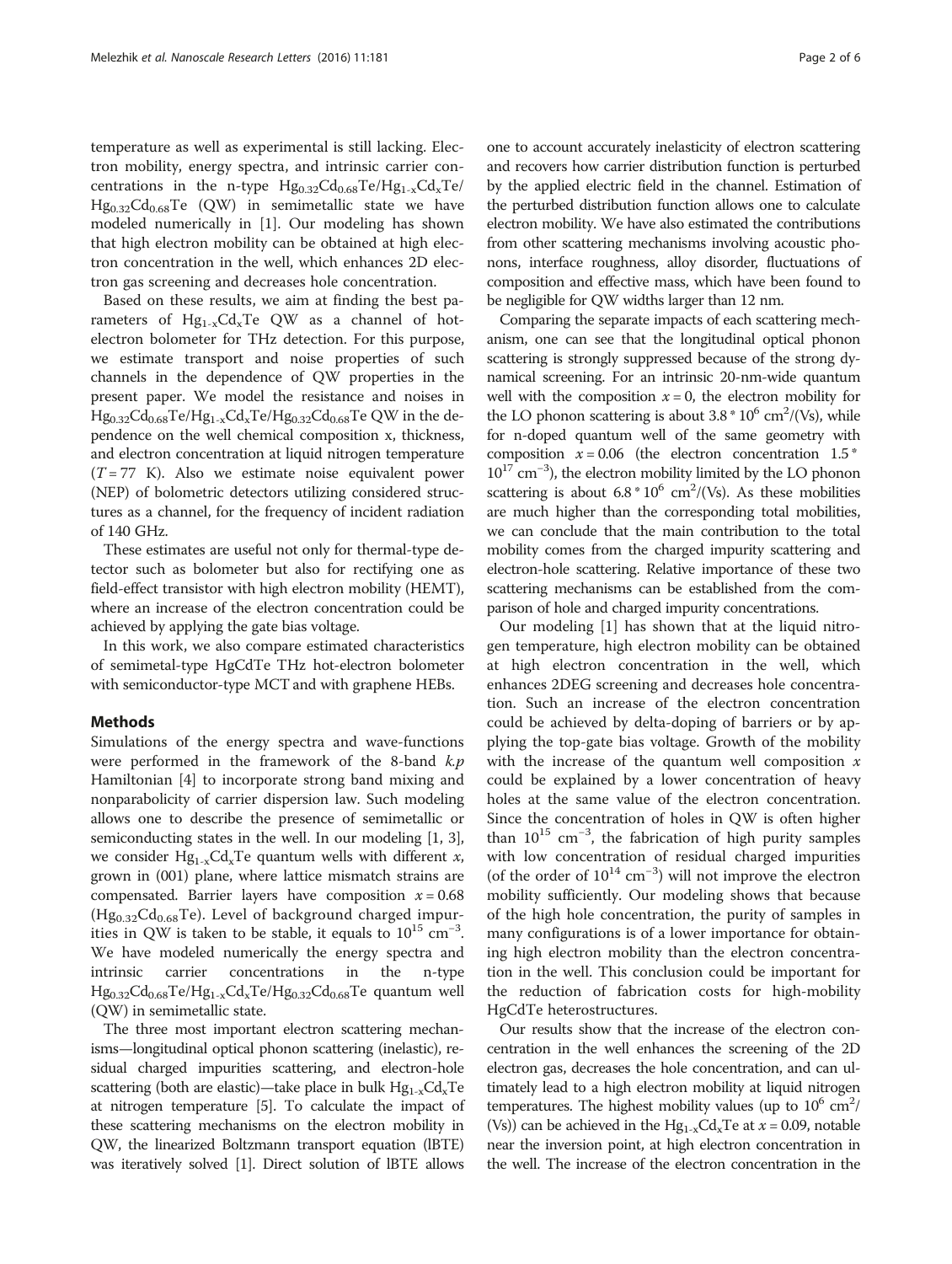temperature as well as experimental is still lacking. Electron mobility, energy spectra, and intrinsic carrier concentrations in the n-type $Hg_{0.32}Cd_{0.68}Te/Hg_{1-x}Cd_xTe/Hg_{0.32}Cd_{0.68}Te$ (QW) in semimetallic state we have modeled numerically in [1]. Our modeling has shown that high electron mobility can be obtained at high electron concentration in the well, which enhances 2D electron gas screening and decreases hole concentration.

Based on these results, we aim at finding the best parameters of $Hg_{1-x}Cd_xTe$ QW as a channel of hot-electron bolometer for THz detection. For this purpose, we estimate transport and noise properties of such channels in the dependence of QW properties in the present paper. We model the resistance and noises in $Hg_{0.32}Cd_{0.68}Te/Hg_{1-x}Cd_xTe/Hg_{0.32}Cd_{0.68}Te$ QW in the dependence on the well chemical composition x, thickness, and electron concentration at liquid nitrogen temperature ($T = 77$ K). Also we estimate noise equivalent power (NEP) of bolometric detectors utilizing considered structures as a channel, for the frequency of incident radiation of 140 GHz.

These estimates are useful not only for thermal-type detector such as bolometer but also for rectifying one as field-effect transistor with high electron mobility (HEMT), where an increase of the electron concentration could be achieved by applying the gate bias voltage.

In this work, we also compare estimated characteristics of semimetal-type HgCdTe THz hot-electron bolometer with semiconductor-type MCT and with graphene HEBs.

## Methods

Simulations of the energy spectra and wave-functions were performed in the framework of the 8-band *k.p* Hamiltonian [4] to incorporate strong band mixing and nonparabolicity of carrier dispersion law. Such modeling allows one to describe the presence of semimetallic or semiconducting states in the well. In our modeling [1, 3], we consider $Hg_{1-x}Cd_xTe$ quantum wells with different *x*, grown in (001) plane, where lattice mismatch strains are compensated. Barrier layers have composition $x = 0.68$ ($Hg_{0.32}Cd_{0.68}Te$). Level of background charged impurities in QW is taken to be stable, it equals to $10^{15}$ cm$^{-3}$. We have modeled numerically the energy spectra and intrinsic carrier concentrations in the n-type $Hg_{0.32}Cd_{0.68}Te/Hg_{1-x}Cd_xTe/Hg_{0.32}Cd_{0.68}Te$ quantum well (QW) in semimetallic state.

The three most important electron scattering mechanisms—longitudinal optical phonon scattering (inelastic), residual charged impurities scattering, and electron-hole scattering (both are elastic)—take place in bulk $Hg_{1-x}Cd_xTe$ at nitrogen temperature [5]. To calculate the impact of these scattering mechanisms on the electron mobility in QW, the linearized Boltzmann transport equation (lBTE) was iteratively solved [1]. Direct solution of lBTE allows one to account accurately inelasticity of electron scattering and recovers how carrier distribution function is perturbed by the applied electric field in the channel. Estimation of the perturbed distribution function allows one to calculate electron mobility. We have also estimated the contributions from other scattering mechanisms involving acoustic phonons, interface roughness, alloy disorder, fluctuations of composition and effective mass, which have been found to be negligible for QW widths larger than 12 nm.

Comparing the separate impacts of each scattering mechanism, one can see that the longitudinal optical phonon scattering is strongly suppressed because of the strong dynamical screening. For an intrinsic 20-nm-wide quantum well with the composition $x = 0$, the electron mobility for the LO phonon scattering is about $3.8 * 10^6$ cm$^2$/(Vs), while for n-doped quantum well of the same geometry with composition $x = 0.06$ (the electron concentration $1.5 * 10^{17}$ cm$^{-3}$), the electron mobility limited by the LO phonon scattering is about $6.8 * 10^6$ cm$^2$/(Vs). As these mobilities are much higher than the corresponding total mobilities, we can conclude that the main contribution to the total mobility comes from the charged impurity scattering and electron-hole scattering. Relative importance of these two scattering mechanisms can be established from the comparison of hole and charged impurity concentrations.

Our modeling [1] has shown that at the liquid nitrogen temperature, high electron mobility can be obtained at high electron concentration in the well, which enhances 2DEG screening and decreases hole concentration. Such an increase of the electron concentration could be achieved by delta-doping of barriers or by applying the top-gate bias voltage. Growth of the mobility with the increase of the quantum well composition *x* could be explained by a lower concentration of heavy holes at the same value of the electron concentration. Since the concentration of holes in QW is often higher than $10^{15}$ cm$^{-3}$, the fabrication of high purity samples with low concentration of residual charged impurities (of the order of $10^{14}$ cm$^{-3}$) will not improve the electron mobility sufficiently. Our modeling shows that because of the high hole concentration, the purity of samples in many configurations is of a lower importance for obtaining high electron mobility than the electron concentration in the well. This conclusion could be important for the reduction of fabrication costs for high-mobility HgCdTe heterostructures.

Our results show that the increase of the electron concentration in the well enhances the screening of the 2D electron gas, decreases the hole concentration, and can ultimately lead to a high electron mobility at liquid nitrogen temperatures. The highest mobility values (up to $10^6$ cm$^2$/(Vs)) can be achieved in the $Hg_{1-x}Cd_xTe$ at $x = 0.09$, notable near the inversion point, at high electron concentration in the well. The increase of the electron concentration in the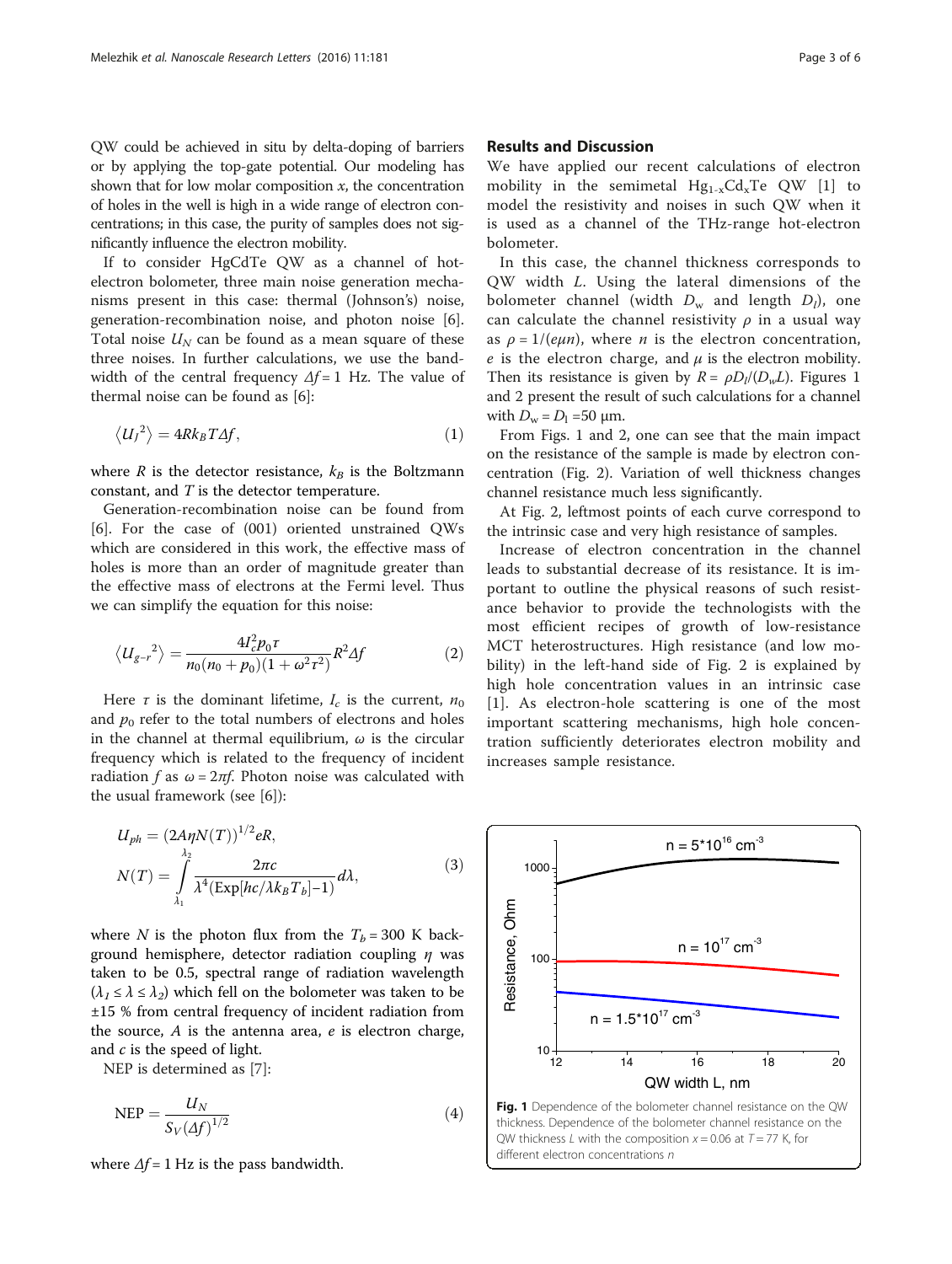QW could be achieved in situ by delta-doping of barriers or by applying the top-gate potential. Our modeling has shown that for low molar composition $x$, the concentration of holes in the well is high in a wide range of electron concentrations; in this case, the purity of samples does not significantly influence the electron mobility.

If to consider HgCdTe QW as a channel of hot-electron bolometer, three main noise generation mechanisms present in this case: thermal (Johnson's) noise, generation-recombination noise, and photon noise [6]. Total noise $U_N$ can be found as a mean square of these three noises. In further calculations, we use the bandwidth of the central frequency $\Delta f = 1$ Hz. The value of thermal noise can be found as [6]:

$$\langle U_J{}^2 \rangle = 4Rk_B T \Delta f, \tag{1}$$

where $R$ is the detector resistance, $k_B$ is the Boltzmann constant, and $T$ is the detector temperature.

Generation-recombination noise can be found from [6]. For the case of (001) oriented unstrained QWs which are considered in this work, the effective mass of holes is more than an order of magnitude greater than the effective mass of electrons at the Fermi level. Thus we can simplify the equation for this noise:

$$\langle U_{g-r}{}^2 \rangle = \frac{4I_c^2 p_0 \tau}{n_0(n_0+p_0)(1+\omega^2\tau^2)} R^2 \Delta f \tag{2}$$

Here $\tau$ is the dominant lifetime, $I_c$ is the current, $n_0$ and $p_0$ refer to the total numbers of electrons and holes in the channel at thermal equilibrium, $\omega$ is the circular frequency which is related to the frequency of incident radiation $f$ as $\omega = 2\pi f$. Photon noise was calculated with the usual framework (see [6]):

$$U_{ph} = (2A\eta N(T))^{1/2} eR,$$
$$N(T) = \int_{\lambda_1}^{\lambda_2} \frac{2\pi c}{\lambda^4(\mathrm{Exp}[hc/\lambda k_B T_b]-1)} d\lambda, \tag{3}$$

where $N$ is the photon flux from the $T_b = 300$ K background hemisphere, detector radiation coupling $\eta$ was taken to be 0.5, spectral range of radiation wavelength ($\lambda_1 \leq \lambda \leq \lambda_2$) which fell on the bolometer was taken to be ±15 % from central frequency of incident radiation from the source, $A$ is the antenna area, $e$ is electron charge, and $c$ is the speed of light.

NEP is determined as [7]:

$$\mathrm{NEP} = \frac{U_N}{S_V(\Delta f)^{1/2}} \tag{4}$$

where $\Delta f = 1$ Hz is the pass bandwidth.

## Results and Discussion

We have applied our recent calculations of electron mobility in the semimetal $Hg_{1-x}Cd_xTe$ QW [1] to model the resistivity and noises in such QW when it is used as a channel of the THz-range hot-electron bolometer.

In this case, the channel thickness corresponds to QW width $L$. Using the lateral dimensions of the bolometer channel (width $D_w$ and length $D_l$), one can calculate the channel resistivity $\rho$ in a usual way as $\rho = 1/(e\mu n)$, where $n$ is the electron concentration, $e$ is the electron charge, and $\mu$ is the electron mobility. Then its resistance is given by $R = \rho D_l/(D_w L)$. Figures 1 and 2 present the result of such calculations for a channel with $D_w = D_l = 50$ μm.

From Figs. 1 and 2, one can see that the main impact on the resistance of the sample is made by electron concentration (Fig. 2). Variation of well thickness changes channel resistance much less significantly.

At Fig. 2, leftmost points of each curve correspond to the intrinsic case and very high resistance of samples.

Increase of electron concentration in the channel leads to substantial decrease of its resistance. It is important to outline the physical reasons of such resistance behavior to provide the technologists with the most efficient recipes of growth of low-resistance MCT heterostructures. High resistance (and low mobility) in the left-hand side of Fig. 2 is explained by high hole concentration values in an intrinsic case [1]. As electron-hole scattering is one of the most important scattering mechanisms, high hole concentration sufficiently deteriorates electron mobility and increases sample resistance.

**Fig. 1** Dependence of the bolometer channel resistance on the QW thickness. Dependence of the bolometer channel resistance on the QW thickness $L$ with the composition $x = 0.06$ at $T = 77$ K, for different electron concentrations $n$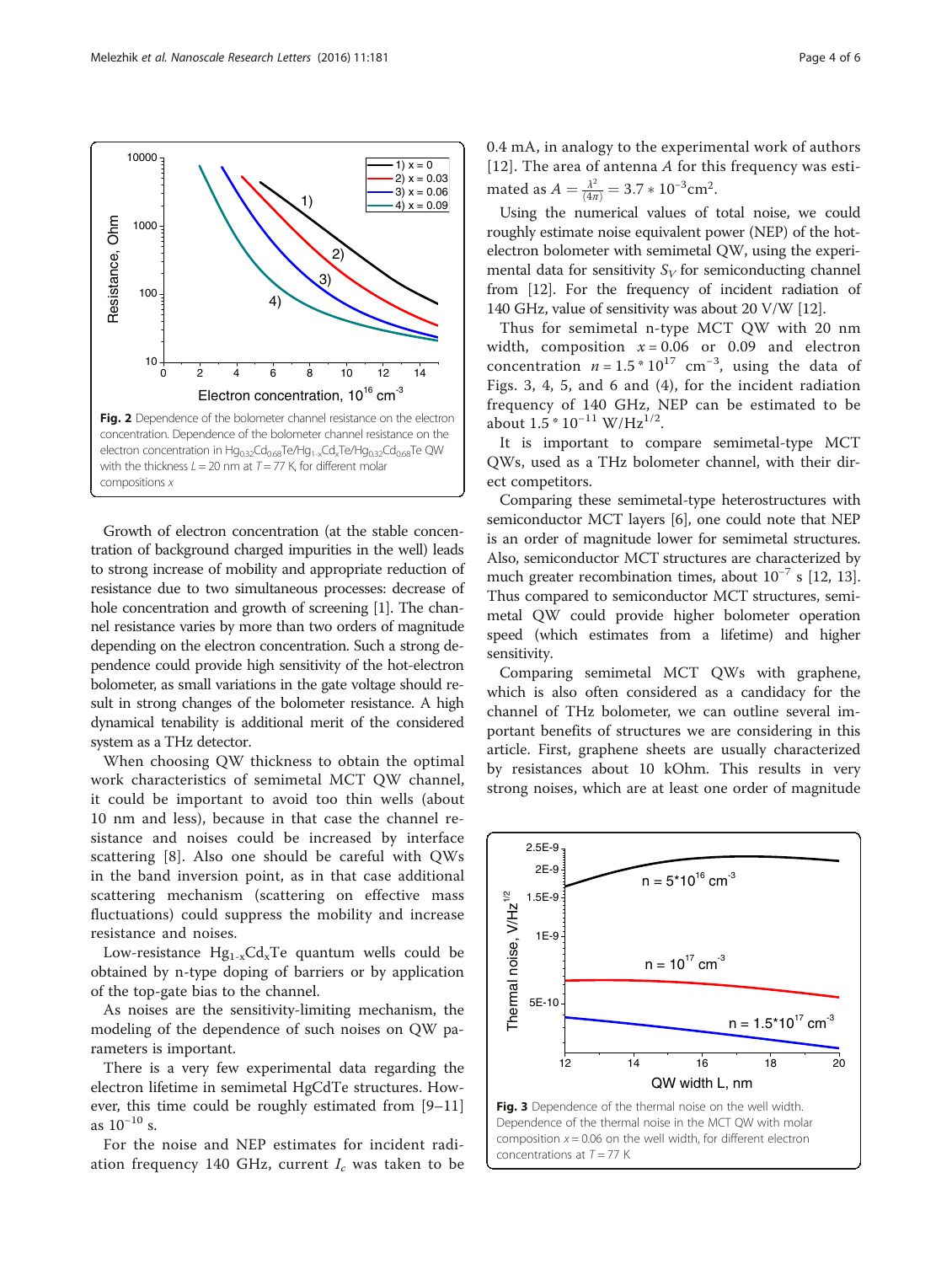**Fig. 2** Dependence of the bolometer channel resistance on the electron concentration. Dependence of the bolometer channel resistance on the electron concentration in $Hg_{0.32}Cd_{0.68}Te/Hg_{1-x}Cd_xTe/Hg_{0.32}Cd_{0.68}Te$ QW with the thickness $L = 20$ nm at $T = 77$ K, for different molar compositions $x$

Growth of electron concentration (at the stable concentration of background charged impurities in the well) leads to strong increase of mobility and appropriate reduction of resistance due to two simultaneous processes: decrease of hole concentration and growth of screening [1]. The channel resistance varies by more than two orders of magnitude depending on the electron concentration. Such a strong dependence could provide high sensitivity of the hot-electron bolometer, as small variations in the gate voltage should result in strong changes of the bolometer resistance. A high dynamical tenability is additional merit of the considered system as a THz detector.

When choosing QW thickness to obtain the optimal work characteristics of semimetal MCT QW channel, it could be important to avoid too thin wells (about 10 nm and less), because in that case the channel resistance and noises could be increased by interface scattering [8]. Also one should be careful with QWs in the band inversion point, as in that case additional scattering mechanism (scattering on effective mass fluctuations) could suppress the mobility and increase resistance and noises.

Low-resistance $Hg_{1-x}Cd_xTe$ quantum wells could be obtained by n-type doping of barriers or by application of the top-gate bias to the channel.

As noises are the sensitivity-limiting mechanism, the modeling of the dependence of such noises on QW parameters is important.

There is a very few experimental data regarding the electron lifetime in semimetal HgCdTe structures. However, this time could be roughly estimated from [9–11] as $10^{-10}$ s.

For the noise and NEP estimates for incident radiation frequency 140 GHz, current $I_c$ was taken to be 0.4 mA, in analogy to the experimental work of authors [12]. The area of antenna $A$ for this frequency was estimated as $A = \frac{\lambda^2}{(4\pi)} = 3.7 * 10^{-3}\text{cm}^2$.

Using the numerical values of total noise, we could roughly estimate noise equivalent power (NEP) of the hot-electron bolometer with semimetal QW, using the experimental data for sensitivity $S_V$ for semiconducting channel from [12]. For the frequency of incident radiation of 140 GHz, value of sensitivity was about 20 V/W [12].

Thus for semimetal n-type MCT QW with 20 nm width, composition $x = 0.06$ or 0.09 and electron concentration $n = 1.5 * 10^{17}$ cm$^{-3}$, using the data of Figs. 3, 4, 5, and 6 and (4), for the incident radiation frequency of 140 GHz, NEP can be estimated to be about $1.5 * 10^{-11}$ W/Hz$^{1/2}$.

It is important to compare semimetal-type MCT QWs, used as a THz bolometer channel, with their direct competitors.

Comparing these semimetal-type heterostructures with semiconductor MCT layers [6], one could note that NEP is an order of magnitude lower for semimetal structures. Also, semiconductor MCT structures are characterized by much greater recombination times, about $10^{-7}$ s [12, 13]. Thus compared to semiconductor MCT structures, semimetal QW could provide higher bolometer operation speed (which estimates from a lifetime) and higher sensitivity.

Comparing semimetal MCT QWs with graphene, which is also often considered as a candidacy for the channel of THz bolometer, we can outline several important benefits of structures we are considering in this article. First, graphene sheets are usually characterized by resistances about 10 kOhm. This results in very strong noises, which are at least one order of magnitude

**Fig. 3** Dependence of the thermal noise on the well width. Dependence of the thermal noise in the MCT QW with molar composition $x = 0.06$ on the well width, for different electron concentrations at $T = 77$ K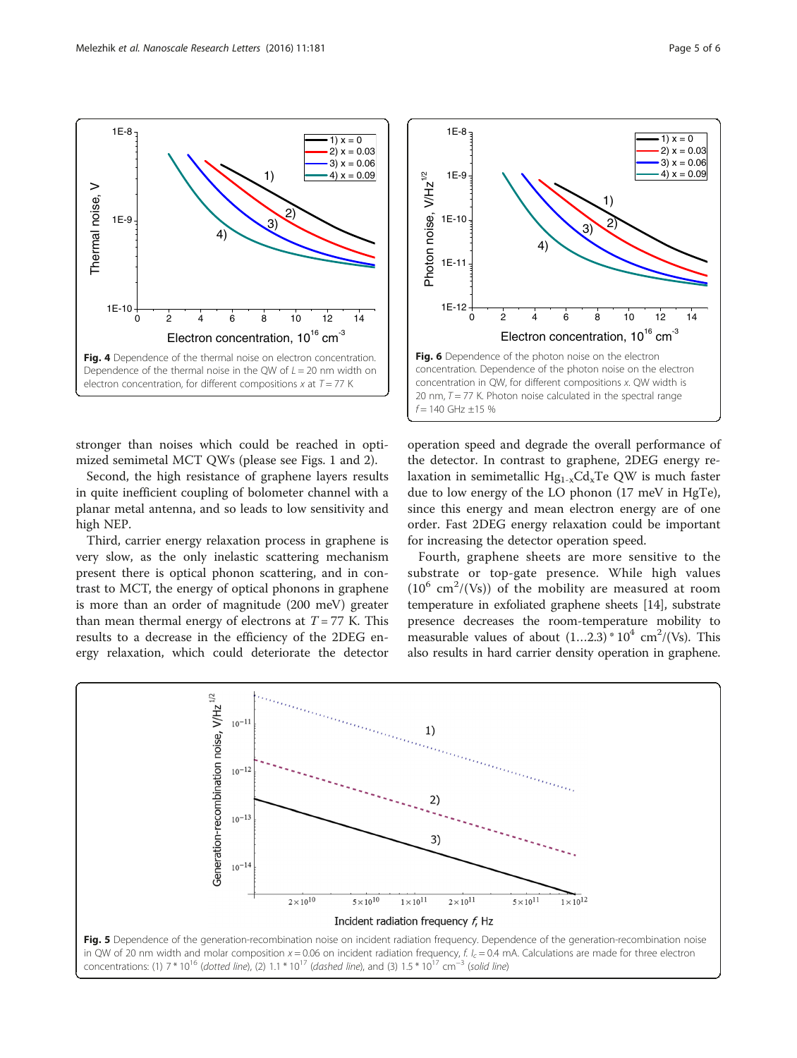Fig. 4 Dependence of the thermal noise on electron concentration. Dependence of the thermal noise in the QW of $L = 20$ nm width on electron concentration, for different compositions $x$ at $T = 77$ K

Fig. 6 Dependence of the photon noise on the electron concentration. Dependence of the photon noise on the electron concentration in QW, for different compositions $x$. QW width is 20 nm, $T = 77$ K. Photon noise calculated in the spectral range $f = 140$ GHz ±15 %

stronger than noises which could be reached in optimized semimetal MCT QWs (please see Figs. 1 and 2).

Second, the high resistance of graphene layers results in quite inefficient coupling of bolometer channel with a planar metal antenna, and so leads to low sensitivity and high NEP.

Third, carrier energy relaxation process in graphene is very slow, as the only inelastic scattering mechanism present there is optical phonon scattering, and in contrast to MCT, the energy of optical phonons in graphene is more than an order of magnitude (200 meV) greater than mean thermal energy of electrons at $T = 77$ K. This results to a decrease in the efficiency of the 2DEG energy relaxation, which could deteriorate the detector operation speed and degrade the overall performance of the detector. In contrast to graphene, 2DEG energy relaxation in semimetallic $Hg_{1-x}Cd_xTe$ QW is much faster due to low energy of the LO phonon (17 meV in HgTe), since this energy and mean electron energy are of one order. Fast 2DEG energy relaxation could be important for increasing the detector operation speed.

Fourth, graphene sheets are more sensitive to the substrate or top-gate presence. While high values ($10^6$ $cm^2/(Vs)$) of the mobility are measured at room temperature in exfoliated graphene sheets [14], substrate presence decreases the room-temperature mobility to measurable values of about $(1\ldots2.3) * 10^4$ $cm^2/(Vs)$. This also results in hard carrier density operation in graphene.

Fig. 5 Dependence of the generation-recombination noise on incident radiation frequency. Dependence of the generation-recombination noise in QW of 20 nm width and molar composition $x = 0.06$ on incident radiation frequency, $f$. $I_c = 0.4$ mA. Calculations are made for three electron concentrations: (1) $7 * 10^{16}$ (*dotted line*), (2) $1.1 * 10^{17}$ (*dashed line*), and (3) $1.5 * 10^{17}$ $cm^{-3}$ (*solid line*)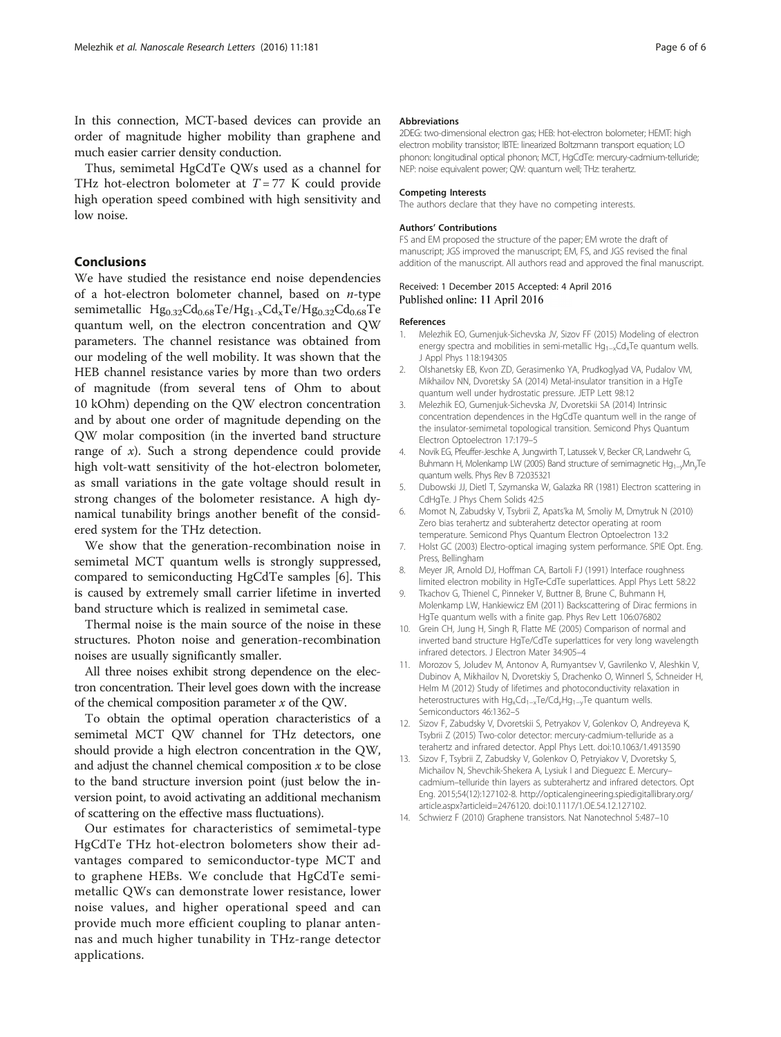In this connection, MCT-based devices can provide an order of magnitude higher mobility than graphene and much easier carrier density conduction.

Thus, semimetal HgCdTe QWs used as a channel for THz hot-electron bolometer at $T = 77$ K could provide high operation speed combined with high sensitivity and low noise.

## Conclusions

We have studied the resistance end noise dependencies of a hot-electron bolometer channel, based on *n*-type semimetallic $Hg_{0.32}Cd_{0.68}Te/Hg_{1-x}Cd_xTe/Hg_{0.32}Cd_{0.68}Te$ quantum well, on the electron concentration and QW parameters. The channel resistance was obtained from our modeling of the well mobility. It was shown that the HEB channel resistance varies by more than two orders of magnitude (from several tens of Ohm to about 10 kOhm) depending on the QW electron concentration and by about one order of magnitude depending on the QW molar composition (in the inverted band structure range of $x$). Such a strong dependence could provide high volt-watt sensitivity of the hot-electron bolometer, as small variations in the gate voltage should result in strong changes of the bolometer resistance. A high dynamical tunability brings another benefit of the considered system for the THz detection.

We show that the generation-recombination noise in semimetal MCT quantum wells is strongly suppressed, compared to semiconducting HgCdTe samples [6]. This is caused by extremely small carrier lifetime in inverted band structure which is realized in semimetal case.

Thermal noise is the main source of the noise in these structures. Photon noise and generation-recombination noises are usually significantly smaller.

All three noises exhibit strong dependence on the electron concentration. Their level goes down with the increase of the chemical composition parameter $x$ of the QW.

To obtain the optimal operation characteristics of a semimetal MCT QW channel for THz detectors, one should provide a high electron concentration in the QW, and adjust the channel chemical composition $x$ to be close to the band structure inversion point (just below the inversion point, to avoid activating an additional mechanism of scattering on the effective mass fluctuations).

Our estimates for characteristics of semimetal-type HgCdTe THz hot-electron bolometers show their advantages compared to semiconductor-type MCT and to graphene HEBs. We conclude that HgCdTe semimetallic QWs can demonstrate lower resistance, lower noise values, and higher operational speed and can provide much more efficient coupling to planar antennas and much higher tunability in THz-range detector applications.

#### Abbreviations

2DEG: two-dimensional electron gas; HEB: hot-electron bolometer; HEMT: high electron mobility transistor; lBTE: linearized Boltzmann transport equation; LO phonon: longitudinal optical phonon; MCT, HgCdTe: mercury-cadmium-telluride; NEP: noise equivalent power; QW: quantum well; THz: terahertz.

#### Competing Interests

The authors declare that they have no competing interests.

#### Authors' Contributions

FS and EM proposed the structure of the paper; EM wrote the draft of manuscript; JGS improved the manuscript; EM, FS, and JGS revised the final addition of the manuscript. All authors read and approved the final manuscript.

Received: 1 December 2015 Accepted: 4 April 2016
Published online: 11 April 2016

#### References

1. Melezhik EO, Gumenjuk-Sichevska JV, Sizov FF (2015) Modeling of electron energy spectra and mobilities in semi-metallic $Hg_{1-x}Cd_xTe$ quantum wells. J Appl Phys 118:194305
2. Olshanetsky EB, Kvon ZD, Gerasimenko YA, Prudkoglyad VA, Pudalov VM, Mikhailov NN, Dvoretsky SA (2014) Metal-insulator transition in a HgTe quantum well under hydrostatic pressure. JETP Lett 98:12
3. Melezhik EO, Gumenjuk-Sichevska JV, Dvoretskii SA (2014) Intrinsic concentration dependences in the HgCdTe quantum well in the range of the insulator-semimetal topological transition. Semicond Phys Quantum Electron Optoelectron 17:179–5
4. Novik EG, Pfeuffer-Jeschke A, Jungwirth T, Latussek V, Becker CR, Landwehr G, Buhmann H, Molenkamp LW (2005) Band structure of semimagnetic $Hg_{1-y}Mn_yTe$ quantum wells. Phys Rev B 72:035321
5. Dubowski JJ, Dietl T, Szymanska W, Galazka RR (1981) Electron scattering in CdHgTe. J Phys Chem Solids 42:5
6. Momot N, Zabudsky V, Tsybrii Z, Apats'ka M, Smoliy M, Dmytruk N (2010) Zero bias terahertz and subterahertz detector operating at room temperature. Semicond Phys Quantum Electron Optoelectron 13:2
7. Holst GC (2003) Electro-optical imaging system performance. SPIE Opt. Eng. Press, Bellingham
8. Meyer JR, Arnold DJ, Hoffman CA, Bartoli FJ (1991) Interface roughness limited electron mobility in HgTe-CdTe superlattices. Appl Phys Lett 58:22
9. Tkachov G, Thienel C, Pinneker V, Buttner B, Brune C, Buhmann H, Molenkamp LW, Hankiewicz EM (2011) Backscattering of Dirac fermions in HgTe quantum wells with a finite gap. Phys Rev Lett 106:076802
10. Grein CH, Jung H, Singh R, Flatte ME (2005) Comparison of normal and inverted band structure HgTe/CdTe superlattices for very long wavelength infrared detectors. J Electron Mater 34:905–4
11. Morozov S, Joludev M, Antonov A, Rumyantsev V, Gavrilenko V, Aleshkin V, Dubinov A, Mikhailov N, Dvoretskiy S, Drachenko O, Winnerl S, Schneider H, Helm M (2012) Study of lifetimes and photoconductivity relaxation in heterostructures with $Hg_xCd_{1-x}Te/Cd_yHg_{1-y}Te$ quantum wells. Semiconductors 46:1362–5
12. Sizov F, Zabudsky V, Dvoretskii S, Petryakov V, Golenkov O, Andreyeva K, Tsybrii Z (2015) Two-color detector: mercury-cadmium-telluride as a terahertz and infrared detector. Appl Phys Lett. doi:10.1063/1.4913590
13. Sizov F, Tsybrii Z, Zabudsky V, Golenkov O, Petryiakov V, Dvoretsky S, Michailov N, Shevchik-Shekera A, Lysiuk I and Dieguezc E. Mercury–cadmium–telluride thin layers as subterahertz and infrared detectors. Opt Eng. 2015;54(12):127102-8. http://opticalengineering.spiedigitallibrary.org/article.aspx?articleid=2476120. doi:10.1117/1.OE.54.12.127102.
14. Schwierz F (2010) Graphene transistors. Nat Nanotechnol 5:487–10